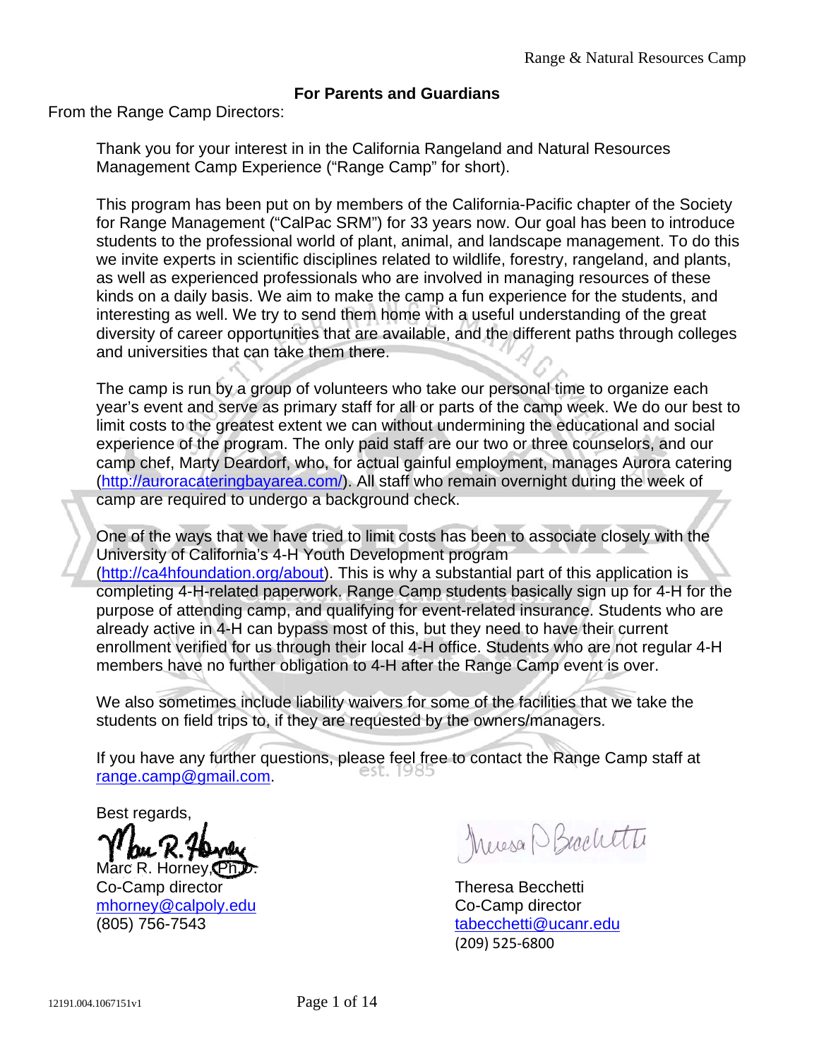## For Parents and Guardians

From the Range Camp Directors:

Thank you for your interest in in the California Rangeland and Natural Resources Management Camp Experience ("Range Camp" for short).

This program has been put on by members of the California-Pacific chapter of the Society for Range Management ("CalPac SRM") for 33 years now. Our goal has been to introduce students to the professional world of plant, animal, and landscape management. To do this we invite experts in scientific disciplines related to wildlife, forestry, rangeland, and plants, as well as experienced professionals who are involved in managing resources of these kinds on a daily basis. We aim to make the camp a fun experience for the students, and interesting as well. We try to send them home with a useful understanding of the great diversity of career opportunities that are available, and the different paths through colleges and universities that can take them there.

The camp is run by a group of volunteers who take our personal time to organize each year's event and serve as primary staff for all or parts of the camp week. We do our best to limit costs to the greatest extent we can without undermining the educational and social experience of the program. The only paid staff are our two or three counselors, and our camp chef, Marty Deardorf, who, for actual gainful employment, manages Aurora catering (http://auroracateringbayarea.com/). All staff who remain overnight during the week of camp are required to undergo a background check.

One of the ways that we have tried to limit costs has been to associate closely with the University of California's 4-H Youth Development program (http://ca4hfoundation.org/about). This is why a substantial part of this application is completing 4-H-related paperwork. Range Camp students basically sign up for 4-H for the purpose of attending camp, and qualifying for event-related insurance. Students who are already active in 4-H can bypass most of this, but they need to have their current enrollment verified for us through their local 4-H office. Students who are not regular 4-H members have no further obligation to 4-H after the Range Camp event is over.

We also sometimes include liability waivers for some of the facilities that we take the students on field trips to, if they are requested by the owners/managers.

If you have any further questions, please feel free to contact the Range Camp staff at range.camp@gmail.com.

Best regards,

Marc R. Horney, Ph.D.
Co-Camp director
mhorney@calpoly.edu
(805) 756-7543

Theresa Becchetti
Co-Camp director
tabecchetti@ucanr.edu
(209) 525-6800

12191.004.1067151v1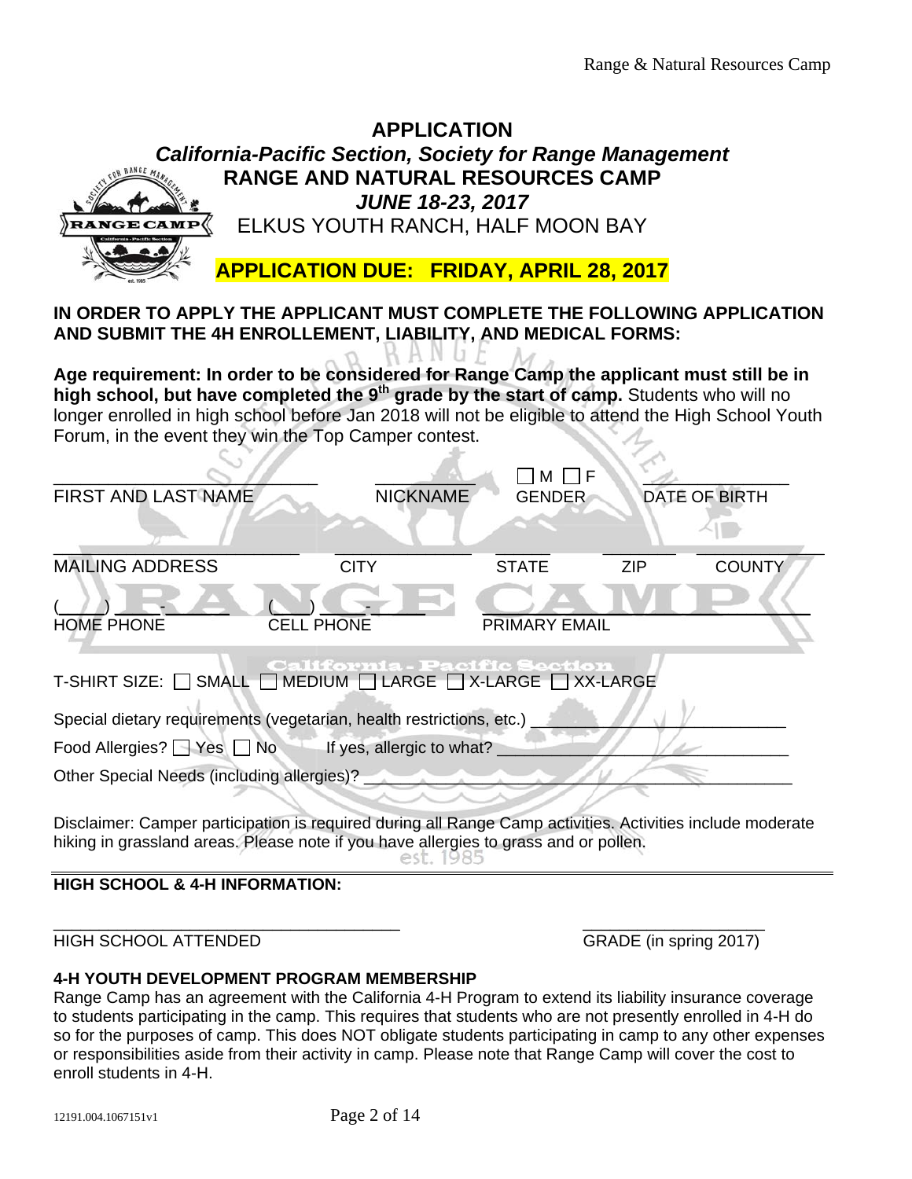# APPLICATION

## *California-Pacific Section, Society for Range Management*

## RANGE AND NATURAL RESOURCES CAMP

### *JUNE 18-23, 2017*

ELKUS YOUTH RANCH, HALF MOON BAY

**APPLICATION DUE: FRIDAY, APRIL 28, 2017**

**IN ORDER TO APPLY THE APPLICANT MUST COMPLETE THE FOLLOWING APPLICATION AND SUBMIT THE 4H ENROLLEMENT, LIABILITY, AND MEDICAL FORMS:**

**Age requirement: In order to be considered for Range Camp the applicant must still be in high school, but have completed the 9th grade by the start of camp.** Students who will no longer enrolled in high school before Jan 2018 will not be eligible to attend the High School Youth Forum, in the event they win the Top Camper contest.

______________________ ____________ ☐ M ☐ F ____________

FIRST AND LAST NAME NICKNAME GENDER DATE OF BIRTH

______________________ ____________ ________ ________ ____________

MAILING ADDRESS CITY STATE ZIP COUNTY

(____) ____-______ (____) ____-______ ______________________

HOME PHONE CELL PHONE PRIMARY EMAIL

T-SHIRT SIZE: ☐ SMALL ☐ MEDIUM ☐ LARGE ☐ X-LARGE ☐ XX-LARGE

Special dietary requirements (vegetarian, health restrictions, etc.) ______________________

Food Allergies? ☐ Yes ☐ No If yes, allergic to what? ______________________

Other Special Needs (including allergies)? ______________________

Disclaimer: Camper participation is required during all Range Camp activities. Activities include moderate hiking in grassland areas. Please note if you have allergies to grass and or pollen.

**HIGH SCHOOL & 4-H INFORMATION:**

______________________________ ______________

HIGH SCHOOL ATTENDED GRADE (in spring 2017)

**4-H YOUTH DEVELOPMENT PROGRAM MEMBERSHIP**

Range Camp has an agreement with the California 4-H Program to extend its liability insurance coverage to students participating in the camp. This requires that students who are not presently enrolled in 4-H do so for the purposes of camp. This does NOT obligate students participating in camp to any other expenses or responsibilities aside from their activity in camp. Please note that Range Camp will cover the cost to enroll students in 4-H.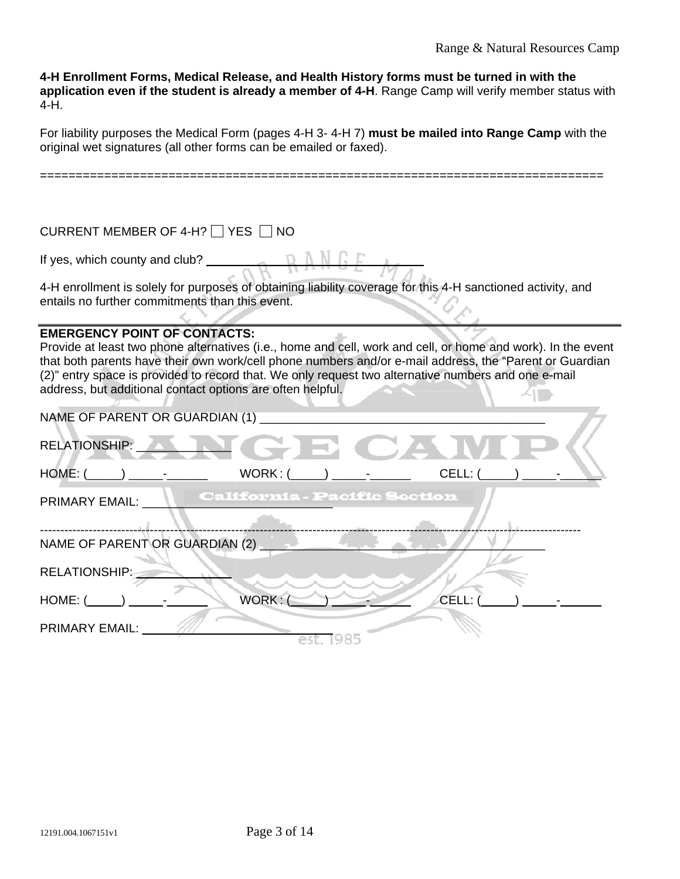**4-H Enrollment Forms, Medical Release, and Health History forms must be turned in with the application even if the student is already a member of 4-H**. Range Camp will verify member status with 4-H.

For liability purposes the Medical Form (pages 4-H 3- 4-H 7) **must be mailed into Range Camp** with the original wet signatures (all other forms can be emailed or faxed).

==============================================================================

CURRENT MEMBER OF 4-H? ☐ YES ☐ NO

If yes, which county and club? ____________________________

4-H enrollment is solely for purposes of obtaining liability coverage for this 4-H sanctioned activity, and entails no further commitments than this event.

---

**EMERGENCY POINT OF CONTACTS:**
Provide at least two phone alternatives (i.e., home and cell, work and cell, or home and work). In the event that both parents have their own work/cell phone numbers and/or e-mail address, the "Parent or Guardian (2)" entry space is provided to record that. We only request two alternative numbers and one e-mail address, but additional contact options are often helpful.

NAME OF PARENT OR GUARDIAN (1) ________________________________________

RELATIONSHIP: _____________

HOME: (_____) _____-______ WORK: (_____) _____-______ CELL: (_____) _____-______

PRIMARY EMAIL: ____________________________

------------------------------------------------------------------------------------------------------------------------------------------

NAME OF PARENT OR GUARDIAN (2) ________________________________________

RELATIONSHIP: _____________

HOME: (_____) _____-______ WORK: (_____) _____-______ CELL: (_____) _____-______

PRIMARY EMAIL: ____________________________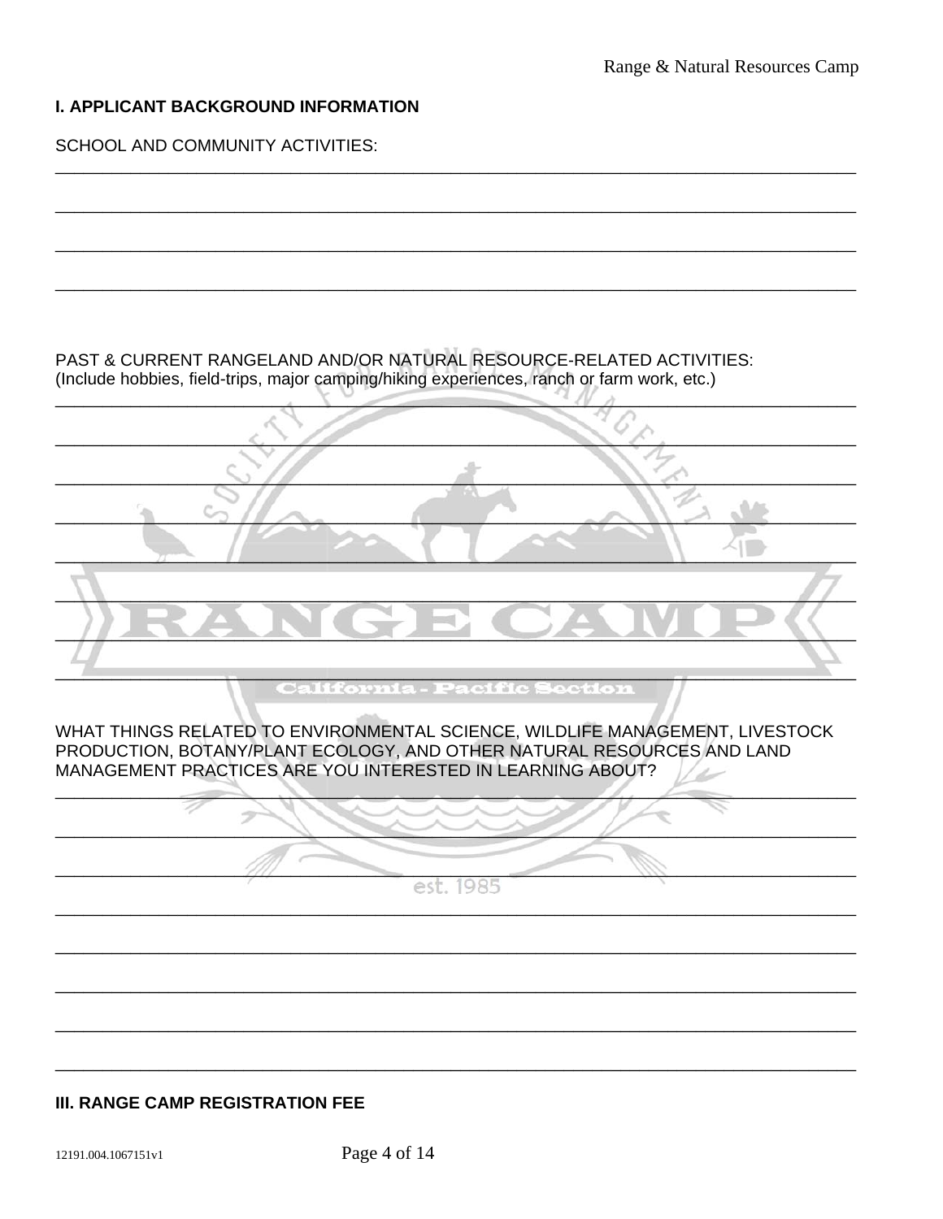### I. APPLICANT BACKGROUND INFORMATION

SCHOOL AND COMMUNITY ACTIVITIES:

\_\_\_\_\_\_\_\_\_\_\_\_\_\_\_\_\_\_\_\_\_\_\_\_\_\_\_\_\_\_\_\_\_\_\_\_\_\_\_\_\_\_\_\_\_\_\_\_\_\_\_\_\_\_\_\_\_\_\_\_\_\_\_\_\_\_\_\_\_\_\_\_\_\_\_\_

\_\_\_\_\_\_\_\_\_\_\_\_\_\_\_\_\_\_\_\_\_\_\_\_\_\_\_\_\_\_\_\_\_\_\_\_\_\_\_\_\_\_\_\_\_\_\_\_\_\_\_\_\_\_\_\_\_\_\_\_\_\_\_\_\_\_\_\_\_\_\_\_\_\_\_\_

\_\_\_\_\_\_\_\_\_\_\_\_\_\_\_\_\_\_\_\_\_\_\_\_\_\_\_\_\_\_\_\_\_\_\_\_\_\_\_\_\_\_\_\_\_\_\_\_\_\_\_\_\_\_\_\_\_\_\_\_\_\_\_\_\_\_\_\_\_\_\_\_\_\_\_\_

\_\_\_\_\_\_\_\_\_\_\_\_\_\_\_\_\_\_\_\_\_\_\_\_\_\_\_\_\_\_\_\_\_\_\_\_\_\_\_\_\_\_\_\_\_\_\_\_\_\_\_\_\_\_\_\_\_\_\_\_\_\_\_\_\_\_\_\_\_\_\_\_\_\_\_\_

PAST & CURRENT RANGELAND AND/OR NATURAL RESOURCE-RELATED ACTIVITIES:
(Include hobbies, field-trips, major camping/hiking experiences, ranch or farm work, etc.)

\_\_\_\_\_\_\_\_\_\_\_\_\_\_\_\_\_\_\_\_\_\_\_\_\_\_\_\_\_\_\_\_\_\_\_\_\_\_\_\_\_\_\_\_\_\_\_\_\_\_\_\_\_\_\_\_\_\_\_\_\_\_\_\_\_\_\_\_\_\_\_\_\_\_\_\_

\_\_\_\_\_\_\_\_\_\_\_\_\_\_\_\_\_\_\_\_\_\_\_\_\_\_\_\_\_\_\_\_\_\_\_\_\_\_\_\_\_\_\_\_\_\_\_\_\_\_\_\_\_\_\_\_\_\_\_\_\_\_\_\_\_\_\_\_\_\_\_\_\_\_\_\_

\_\_\_\_\_\_\_\_\_\_\_\_\_\_\_\_\_\_\_\_\_\_\_\_\_\_\_\_\_\_\_\_\_\_\_\_\_\_\_\_\_\_\_\_\_\_\_\_\_\_\_\_\_\_\_\_\_\_\_\_\_\_\_\_\_\_\_\_\_\_\_\_\_\_\_\_

\_\_\_\_\_\_\_\_\_\_\_\_\_\_\_\_\_\_\_\_\_\_\_\_\_\_\_\_\_\_\_\_\_\_\_\_\_\_\_\_\_\_\_\_\_\_\_\_\_\_\_\_\_\_\_\_\_\_\_\_\_\_\_\_\_\_\_\_\_\_\_\_\_\_\_\_

\_\_\_\_\_\_\_\_\_\_\_\_\_\_\_\_\_\_\_\_\_\_\_\_\_\_\_\_\_\_\_\_\_\_\_\_\_\_\_\_\_\_\_\_\_\_\_\_\_\_\_\_\_\_\_\_\_\_\_\_\_\_\_\_\_\_\_\_\_\_\_\_\_\_\_\_

\_\_\_\_\_\_\_\_\_\_\_\_\_\_\_\_\_\_\_\_\_\_\_\_\_\_\_\_\_\_\_\_\_\_\_\_\_\_\_\_\_\_\_\_\_\_\_\_\_\_\_\_\_\_\_\_\_\_\_\_\_\_\_\_\_\_\_\_\_\_\_\_\_\_\_\_

\_\_\_\_\_\_\_\_\_\_\_\_\_\_\_\_\_\_\_\_\_\_\_\_\_\_\_\_\_\_\_\_\_\_\_\_\_\_\_\_\_\_\_\_\_\_\_\_\_\_\_\_\_\_\_\_\_\_\_\_\_\_\_\_\_\_\_\_\_\_\_\_\_\_\_\_

\_\_\_\_\_\_\_\_\_\_\_\_\_\_\_\_\_\_\_\_\_\_\_\_\_\_\_\_\_\_\_\_\_\_\_\_\_\_\_\_\_\_\_\_\_\_\_\_\_\_\_\_\_\_\_\_\_\_\_\_\_\_\_\_\_\_\_\_\_\_\_\_\_\_\_\_

WHAT THINGS RELATED TO ENVIRONMENTAL SCIENCE, WILDLIFE MANAGEMENT, LIVESTOCK PRODUCTION, BOTANY/PLANT ECOLOGY, AND OTHER NATURAL RESOURCES AND LAND MANAGEMENT PRACTICES ARE YOU INTERESTED IN LEARNING ABOUT?

\_\_\_\_\_\_\_\_\_\_\_\_\_\_\_\_\_\_\_\_\_\_\_\_\_\_\_\_\_\_\_\_\_\_\_\_\_\_\_\_\_\_\_\_\_\_\_\_\_\_\_\_\_\_\_\_\_\_\_\_\_\_\_\_\_\_\_\_\_\_\_\_\_\_\_\_

\_\_\_\_\_\_\_\_\_\_\_\_\_\_\_\_\_\_\_\_\_\_\_\_\_\_\_\_\_\_\_\_\_\_\_\_\_\_\_\_\_\_\_\_\_\_\_\_\_\_\_\_\_\_\_\_\_\_\_\_\_\_\_\_\_\_\_\_\_\_\_\_\_\_\_\_

\_\_\_\_\_\_\_\_\_\_\_\_\_\_\_\_\_\_\_\_\_\_\_\_\_\_\_\_\_\_\_\_\_\_\_\_\_\_\_\_\_\_\_\_\_\_\_\_\_\_\_\_\_\_\_\_\_\_\_\_\_\_\_\_\_\_\_\_\_\_\_\_\_\_\_\_

\_\_\_\_\_\_\_\_\_\_\_\_\_\_\_\_\_\_\_\_\_\_\_\_\_\_\_\_\_\_\_\_\_\_\_\_\_\_\_\_\_\_\_\_\_\_\_\_\_\_\_\_\_\_\_\_\_\_\_\_\_\_\_\_\_\_\_\_\_\_\_\_\_\_\_\_

\_\_\_\_\_\_\_\_\_\_\_\_\_\_\_\_\_\_\_\_\_\_\_\_\_\_\_\_\_\_\_\_\_\_\_\_\_\_\_\_\_\_\_\_\_\_\_\_\_\_\_\_\_\_\_\_\_\_\_\_\_\_\_\_\_\_\_\_\_\_\_\_\_\_\_\_

\_\_\_\_\_\_\_\_\_\_\_\_\_\_\_\_\_\_\_\_\_\_\_\_\_\_\_\_\_\_\_\_\_\_\_\_\_\_\_\_\_\_\_\_\_\_\_\_\_\_\_\_\_\_\_\_\_\_\_\_\_\_\_\_\_\_\_\_\_\_\_\_\_\_\_\_

\_\_\_\_\_\_\_\_\_\_\_\_\_\_\_\_\_\_\_\_\_\_\_\_\_\_\_\_\_\_\_\_\_\_\_\_\_\_\_\_\_\_\_\_\_\_\_\_\_\_\_\_\_\_\_\_\_\_\_\_\_\_\_\_\_\_\_\_\_\_\_\_\_\_\_\_

\_\_\_\_\_\_\_\_\_\_\_\_\_\_\_\_\_\_\_\_\_\_\_\_\_\_\_\_\_\_\_\_\_\_\_\_\_\_\_\_\_\_\_\_\_\_\_\_\_\_\_\_\_\_\_\_\_\_\_\_\_\_\_\_\_\_\_\_\_\_\_\_\_\_\_\_

### III. RANGE CAMP REGISTRATION FEE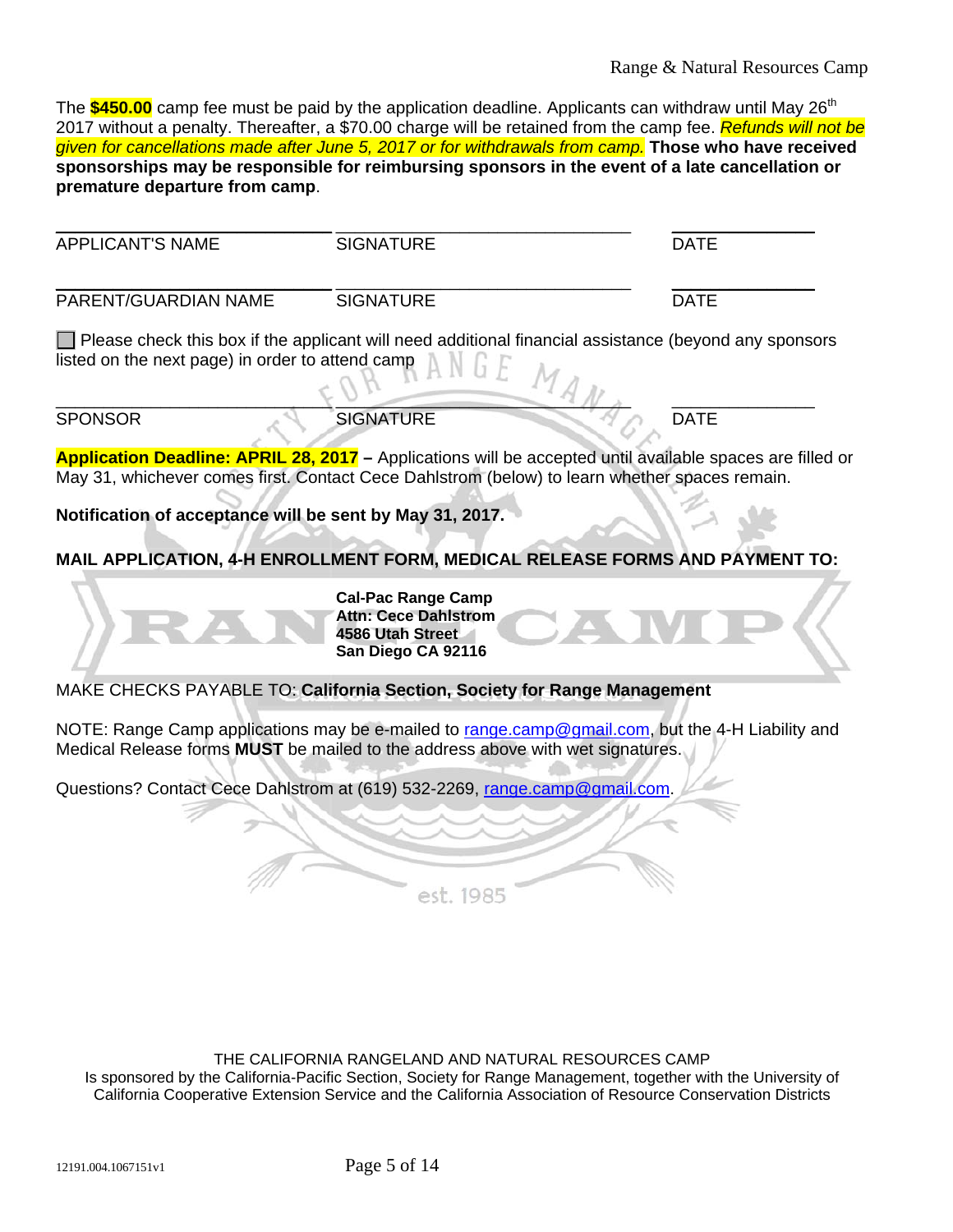The **$450.00** camp fee must be paid by the application deadline. Applicants can withdraw until May 26th 2017 without a penalty. Thereafter, a $70.00 charge will be retained from the camp fee. *Refunds will not be given for cancellations made after June 5, 2017 or for withdrawals from camp.* **Those who have received sponsorships may be responsible for reimbursing sponsors in the event of a late cancellation or premature departure from camp**.

| | | |
|---|---|---|
| ______________________ | ______________________ | ____________ |
| APPLICANT'S NAME | SIGNATURE | DATE |
| ______________________ | ______________________ | ____________ |
| PARENT/GUARDIAN NAME | SIGNATURE | DATE |

☐ Please check this box if the applicant will need additional financial assistance (beyond any sponsors listed on the next page) in order to attend camp

| | | |
|---|---|---|
| ______________________ | ______________________ | ____________ |
| SPONSOR | SIGNATURE | DATE |

**Application Deadline: APRIL 28, 2017** – Applications will be accepted until available spaces are filled or May 31, whichever comes first. Contact Cece Dahlstrom (below) to learn whether spaces remain.

**Notification of acceptance will be sent by May 31, 2017.**

**MAIL APPLICATION, 4-H ENROLLMENT FORM, MEDICAL RELEASE FORMS AND PAYMENT TO:**

**Cal-Pac Range Camp**
**Attn: Cece Dahlstrom**
**4586 Utah Street**
**San Diego CA 92116**

MAKE CHECKS PAYABLE TO: **California Section, Society for Range Management**

NOTE: Range Camp applications may be e-mailed to range.camp@gmail.com, but the 4-H Liability and Medical Release forms **MUST** be mailed to the address above with wet signatures.

Questions? Contact Cece Dahlstrom at (619) 532-2269, range.camp@gmail.com.

THE CALIFORNIA RANGELAND AND NATURAL RESOURCES CAMP
Is sponsored by the California-Pacific Section, Society for Range Management, together with the University of California Cooperative Extension Service and the California Association of Resource Conservation Districts

12191.004.1067151v1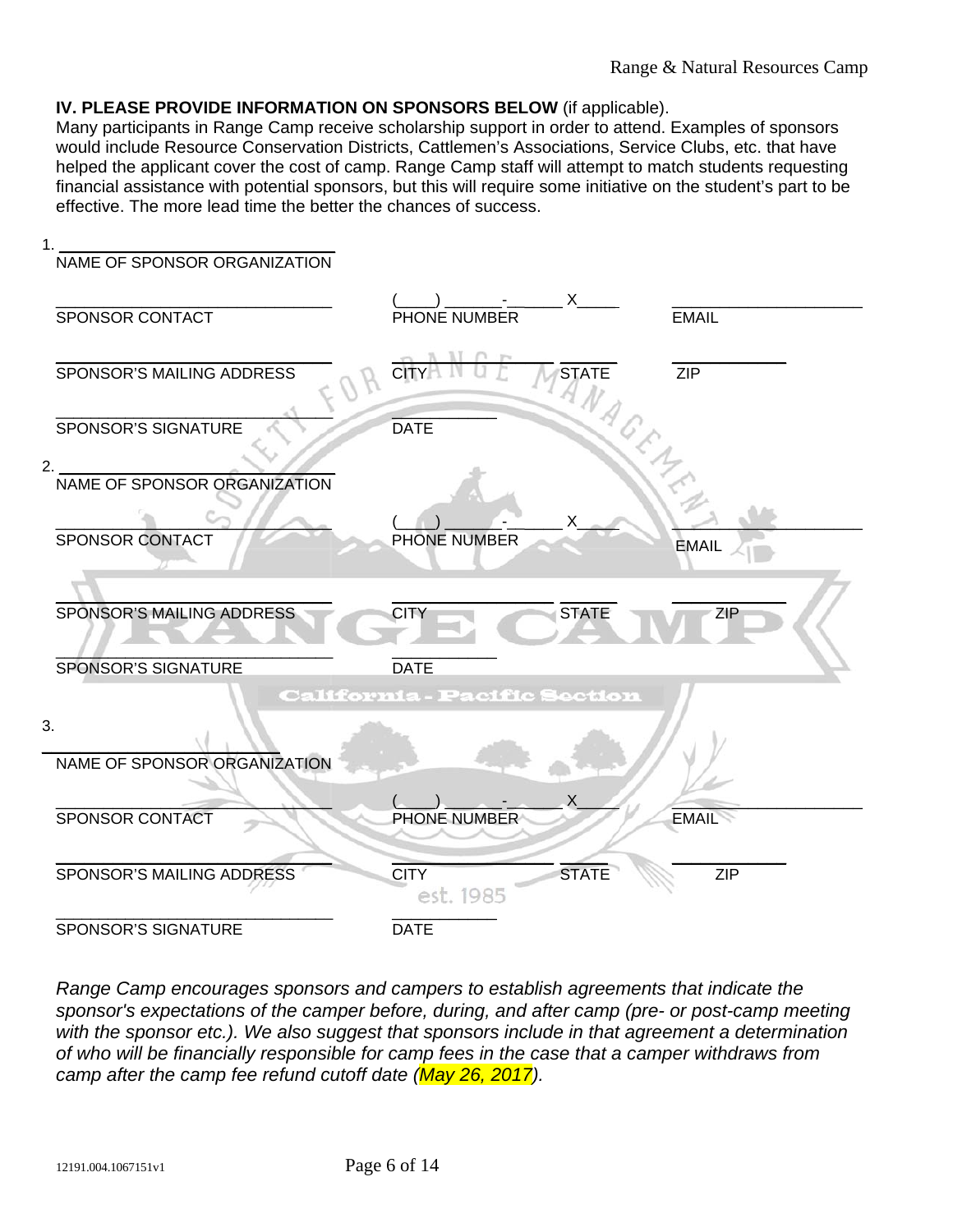**IV. PLEASE PROVIDE INFORMATION ON SPONSORS BELOW** (if applicable).

Many participants in Range Camp receive scholarship support in order to attend. Examples of sponsors would include Resource Conservation Districts, Cattlemen's Associations, Service Clubs, etc. that have helped the applicant cover the cost of camp. Range Camp staff will attempt to match students requesting financial assistance with potential sponsors, but this will require some initiative on the student's part to be effective. The more lead time the better the chances of success.

1. ______________________________
NAME OF SPONSOR ORGANIZATION

| ______________________________ | (____) ______-______ X_____ | | ____________________ |
|---|---|---|---|
| SPONSOR CONTACT | PHONE NUMBER | | EMAIL |
| ______________________________ | ______________ | ______ | ____________ |
| SPONSOR'S MAILING ADDRESS | CITY | STATE | ZIP |
| ______________________________ | ___________ | | |
| SPONSOR'S SIGNATURE | DATE | | |

2. ______________________________
NAME OF SPONSOR ORGANIZATION

| ______________________________ | (____) ______-______ X_____ | | ____________________ |
|---|---|---|---|
| SPONSOR CONTACT | PHONE NUMBER | | EMAIL |
| ______________________________ | ______________ | ______ | ____________ |
| SPONSOR'S MAILING ADDRESS | CITY | STATE | ZIP |
| ______________________________ | ___________ | | |
| SPONSOR'S SIGNATURE | DATE | | |

3. ______________________________
NAME OF SPONSOR ORGANIZATION

| ______________________________ | (____) ______-______ X_____ | | ____________________ |
|---|---|---|---|
| SPONSOR CONTACT | PHONE NUMBER | | EMAIL |
| ______________________________ | ______________ | ______ | ____________ |
| SPONSOR'S MAILING ADDRESS | CITY | STATE | ZIP |
| ______________________________ | ___________ | | |
| SPONSOR'S SIGNATURE | DATE | | |

*Range Camp encourages sponsors and campers to establish agreements that indicate the sponsor's expectations of the camper before, during, and after camp (pre- or post-camp meeting with the sponsor etc.). We also suggest that sponsors include in that agreement a determination of who will be financially responsible for camp fees in the case that a camper withdraws from camp after the camp fee refund cutoff date (May 26, 2017).*

12191.004.1067151v1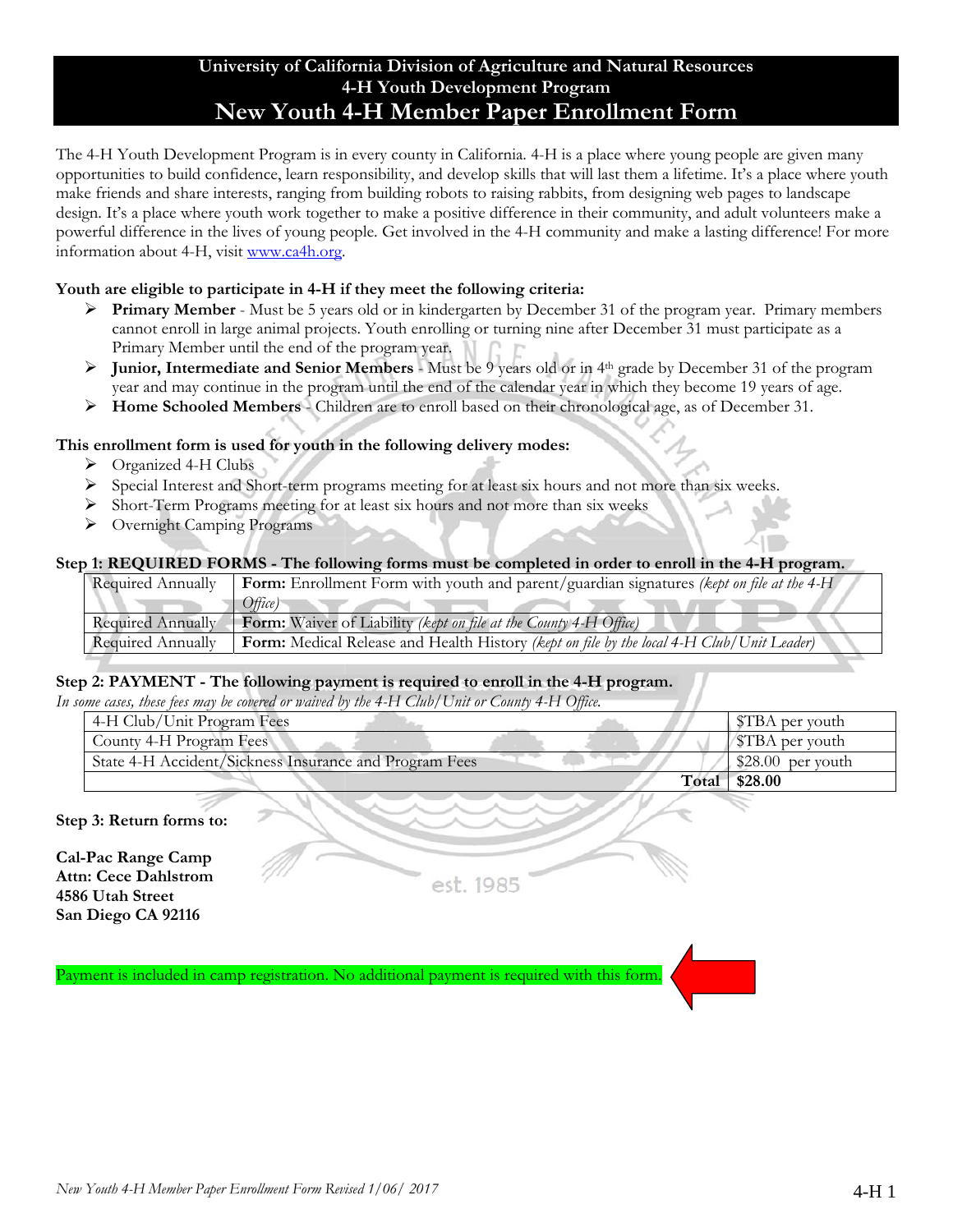# University of California Division of Agriculture and Natural Resources
## 4-H Youth Development Program
# New Youth 4-H Member Paper Enrollment Form

The 4-H Youth Development Program is in every county in California. 4-H is a place where young people are given many opportunities to build confidence, learn responsibility, and develop skills that will last them a lifetime. It's a place where youth make friends and share interests, ranging from building robots to raising rabbits, from designing web pages to landscape design. It's a place where youth work together to make a positive difference in their community, and adult volunteers make a powerful difference in the lives of young people. Get involved in the 4-H community and make a lasting difference! For more information about 4-H, visit www.ca4h.org.

**Youth are eligible to participate in 4-H if they meet the following criteria:**

- **Primary Member** - Must be 5 years old or in kindergarten by December 31 of the program year. Primary members cannot enroll in large animal projects. Youth enrolling or turning nine after December 31 must participate as a Primary Member until the end of the program year.
- **Junior, Intermediate and Senior Members** - Must be 9 years old or in 4th grade by December 31 of the program year and may continue in the program until the end of the calendar year in which they become 19 years of age.
- **Home Schooled Members** - Children are to enroll based on their chronological age, as of December 31.

**This enrollment form is used for youth in the following delivery modes:**

- Organized 4-H Clubs
- Special Interest and Short-term programs meeting for at least six hours and not more than six weeks.
- Short-Term Programs meeting for at least six hours and not more than six weeks
- Overnight Camping Programs

**Step 1: REQUIRED FORMS - The following forms must be completed in order to enroll in the 4-H program.**

| | |
|---|---|
| Required Annually | **Form:** Enrollment Form with youth and parent/guardian signatures *(kept on file at the 4-H Office)* |
| Required Annually | **Form:** Waiver of Liability *(kept on file at the County 4-H Office)* |
| Required Annually | **Form:** Medical Release and Health History *(kept on file by the local 4-H Club/Unit Leader)* |

**Step 2: PAYMENT - The following payment is required to enroll in the 4-H program.**

*In some cases, these fees may be covered or waived by the 4-H Club/Unit or County 4-H Office.*

| | |
|---|---|
| 4-H Club/Unit Program Fees | $TBA per youth |
| County 4-H Program Fees | $TBA per youth |
| State 4-H Accident/Sickness Insurance and Program Fees | $28.00 per youth |
| **Total** | **$28.00** |

**Step 3: Return forms to:**

**Cal-Pac Range Camp**
**Attn: Cece Dahlstrom**
**4586 Utah Street**
**San Diego CA 92116**

Payment is included in camp registration. No additional payment is required with this form.

*New Youth 4-H Member Paper Enrollment Form Revised 1/06/ 2017*

4-H 1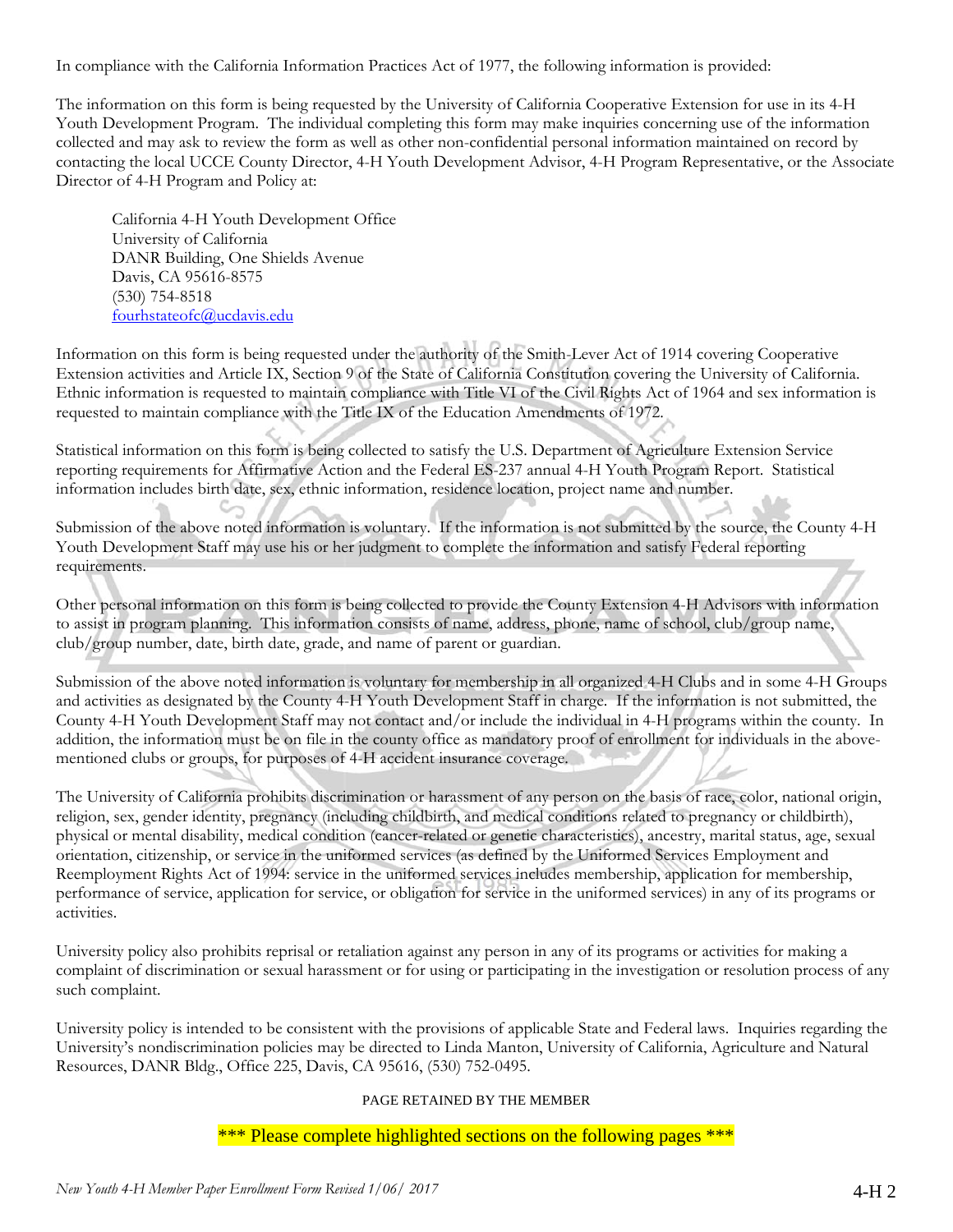In compliance with the California Information Practices Act of 1977, the following information is provided:

The information on this form is being requested by the University of California Cooperative Extension for use in its 4-H Youth Development Program. The individual completing this form may make inquiries concerning use of the information collected and may ask to review the form as well as other non-confidential personal information maintained on record by contacting the local UCCE County Director, 4-H Youth Development Advisor, 4-H Program Representative, or the Associate Director of 4-H Program and Policy at:

> California 4-H Youth Development Office
> University of California
> DANR Building, One Shields Avenue
> Davis, CA 95616-8575
> (530) 754-8518
> fourhstateofc@ucdavis.edu

Information on this form is being requested under the authority of the Smith-Lever Act of 1914 covering Cooperative Extension activities and Article IX, Section 9 of the State of California Constitution covering the University of California. Ethnic information is requested to maintain compliance with Title VI of the Civil Rights Act of 1964 and sex information is requested to maintain compliance with the Title IX of the Education Amendments of 1972.

Statistical information on this form is being collected to satisfy the U.S. Department of Agriculture Extension Service reporting requirements for Affirmative Action and the Federal ES-237 annual 4-H Youth Program Report. Statistical information includes birth date, sex, ethnic information, residence location, project name and number.

Submission of the above noted information is voluntary. If the information is not submitted by the source, the County 4-H Youth Development Staff may use his or her judgment to complete the information and satisfy Federal reporting requirements.

Other personal information on this form is being collected to provide the County Extension 4-H Advisors with information to assist in program planning. This information consists of name, address, phone, name of school, club/group name, club/group number, date, birth date, grade, and name of parent or guardian.

Submission of the above noted information is voluntary for membership in all organized 4-H Clubs and in some 4-H Groups and activities as designated by the County 4-H Youth Development Staff in charge. If the information is not submitted, the County 4-H Youth Development Staff may not contact and/or include the individual in 4-H programs within the county. In addition, the information must be on file in the county office as mandatory proof of enrollment for individuals in the above-mentioned clubs or groups, for purposes of 4-H accident insurance coverage.

The University of California prohibits discrimination or harassment of any person on the basis of race, color, national origin, religion, sex, gender identity, pregnancy (including childbirth, and medical conditions related to pregnancy or childbirth), physical or mental disability, medical condition (cancer-related or genetic characteristics), ancestry, marital status, age, sexual orientation, citizenship, or service in the uniformed services (as defined by the Uniformed Services Employment and Reemployment Rights Act of 1994: service in the uniformed services includes membership, application for membership, performance of service, application for service, or obligation for service in the uniformed services) in any of its programs or activities.

University policy also prohibits reprisal or retaliation against any person in any of its programs or activities for making a complaint of discrimination or sexual harassment or for using or participating in the investigation or resolution process of any such complaint.

University policy is intended to be consistent with the provisions of applicable State and Federal laws. Inquiries regarding the University's nondiscrimination policies may be directed to Linda Manton, University of California, Agriculture and Natural Resources, DANR Bldg., Office 225, Davis, CA 95616, (530) 752-0495.

PAGE RETAINED BY THE MEMBER

*** Please complete highlighted sections on the following pages ***

*New Youth 4-H Member Paper Enrollment Form Revised 1/06/ 2017*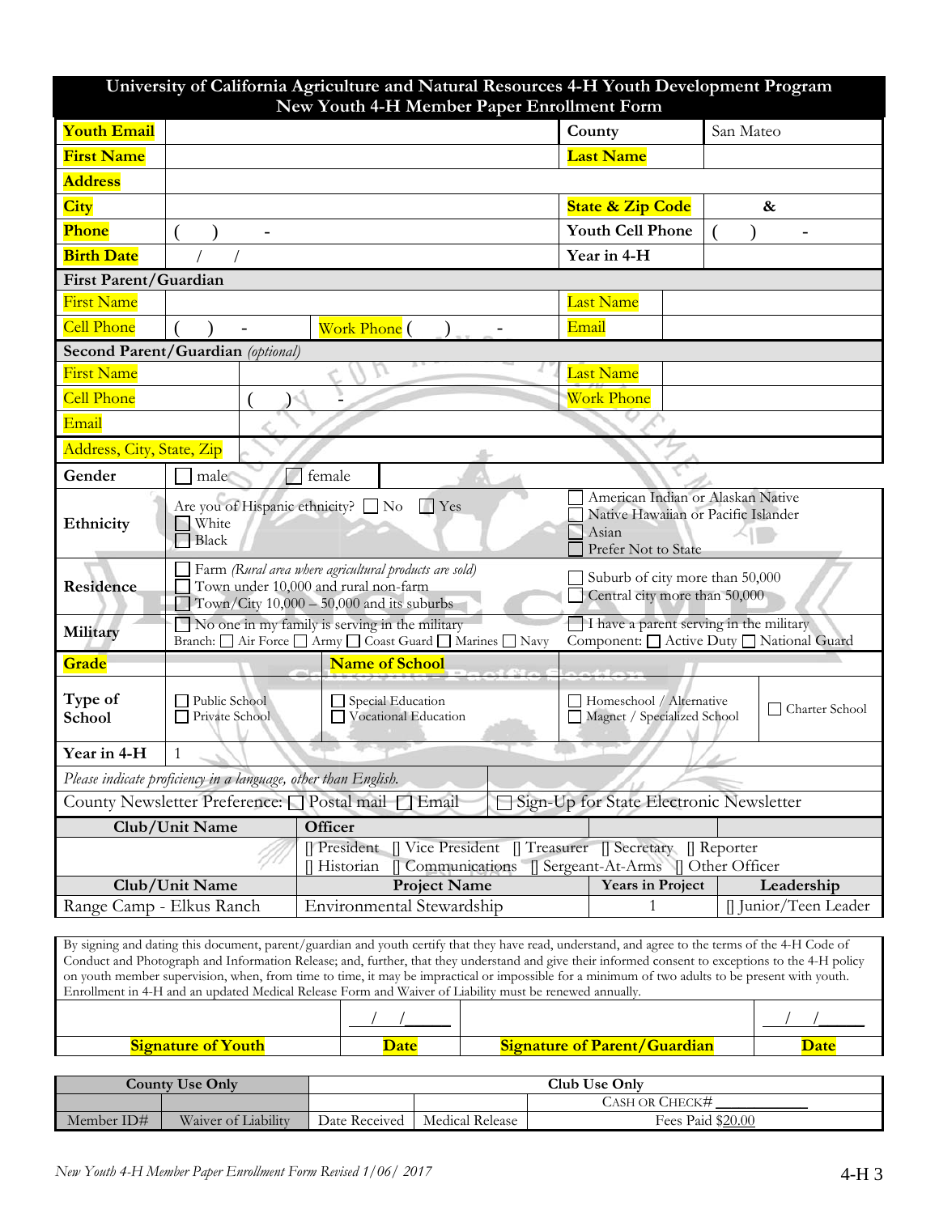# University of California Agriculture and Natural Resources 4-H Youth Development Program
## New Youth 4-H Member Paper Enrollment Form

| | | | |
|---|---|---|---|
| **Youth Email** | | **County** | San Mateo |
| **First Name** | | **Last Name** | |
| **Address** | | | |
| **City** | | **State & Zip Code** | & |
| **Phone** | ( ) - | **Youth Cell Phone** | ( ) - |
| **Birth Date** | / / | **Year in 4-H** | |

**First Parent/Guardian**

| | | | | |
|---|---|---|---|---|
| First Name | | | Last Name | |
| Cell Phone | ( ) - | Work Phone ( ) - | Email | |

**Second Parent/Guardian** *(optional)*

| | | | |
|---|---|---|---|
| First Name | | Last Name | |
| Cell Phone | ( ) - | Work Phone | |
| Email | | | |
| Address, City, State, Zip | | | |

| | | |
|---|---|---|
| **Gender** | ☐ male ☐ female | |
| **Ethnicity** | Are you of Hispanic ethnicity? ☐ No ☐ Yes<br>☐ White<br>☐ Black | ☐ American Indian or Alaskan Native<br>☐ Native Hawaiian or Pacific Islander<br>☐ Asian<br>☐ Prefer Not to State |
| **Residence** | ☐ Farm *(Rural area where agricultural products are sold)*<br>☐ Town under 10,000 and rural non-farm<br>☐ Town/City 10,000 – 50,000 and its suburbs | ☐ Suburb of city more than 50,000<br>☐ Central city more than 50,000 |
| **Military** | ☐ No one in my family is serving in the military<br>Branch: ☐ Air Force ☐ Army ☐ Coast Guard ☐ Marines ☐ Navy | ☐ I have a parent serving in the military<br>Component: ☐ Active Duty ☐ National Guard |
| **Grade** | **Name of School** | |
| **Type of School** | ☐ Public School ☐ Private School ☐ Special Education ☐ Vocational Education | ☐ Homeschool / Alternative ☐ Magnet / Specialized School ☐ Charter School |
| **Year in 4-H** | 1 | |

*Please indicate proficiency in a language, other than English.*

County Newsletter Preference: ☐ Postal mail ☐ Email ☐ Sign-Up for State Electronic Newsletter

| Club/Unit Name | Officer | | |
|---|---|---|---|
| | [] President [] Vice President [] Treasurer [] Secretary [] Reporter [] Historian [] Communications [] Sergeant-At-Arms [] Other Officer | | |
| **Club/Unit Name** | **Project Name** | **Years in Project** | **Leadership** |
| Range Camp - Elkus Ranch | Environmental Stewardship | 1 | [] Junior/Teen Leader |

By signing and dating this document, parent/guardian and youth certify that they have read, understand, and agree to the terms of the 4-H Code of Conduct and Photograph and Information Release; and, further, that they understand and give their informed consent to exceptions to the 4-H policy on youth member supervision, when, from time to time, it may be impractical or impossible for a minimum of two adults to be present with youth. Enrollment in 4-H and an updated Medical Release Form and Waiver of Liability must be renewed annually.

| | | | |
|---|---|---|---|
| | / / | | / / |
| **Signature of Youth** | **Date** | **Signature of Parent/Guardian** | **Date** |

| County Use Only | | Club Use Only | | |
|---|---|---|---|---|
| | | | | CASH OR CHECK# ____________ |
| Member ID# | Waiver of Liability | Date Received | Medical Release | Fees Paid $20.00 |

*New Youth 4-H Member Paper Enrollment Form Revised 1/06/ 2017* 4-H 3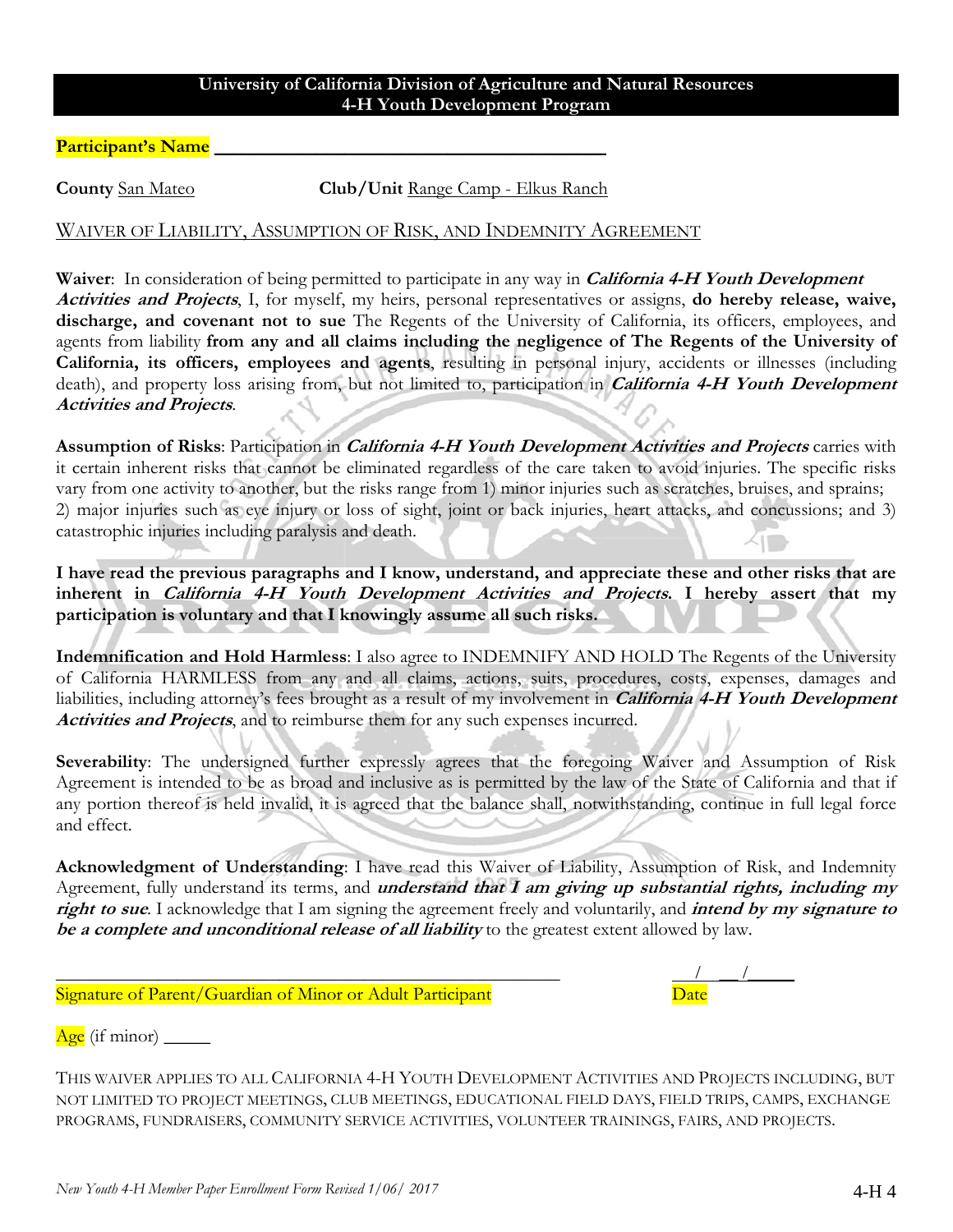**University of California Division of Agriculture and Natural Resources**
**4-H Youth Development Program**

**Participant's Name** ________________________________________

**County** San Mateo **Club/Unit** Range Camp - Elkus Ranch

## WAIVER OF LIABILITY, ASSUMPTION OF RISK, AND INDEMNITY AGREEMENT

**Waiver**: In consideration of being permitted to participate in any way in ***California 4-H Youth Development Activities and Projects***, I, for myself, my heirs, personal representatives or assigns, **do hereby release, waive, discharge, and covenant not to sue** The Regents of the University of California, its officers, employees, and agents from liability **from any and all claims including the negligence of The Regents of the University of California, its officers, employees and agents**, resulting in personal injury, accidents or illnesses (including death), and property loss arising from, but not limited to, participation in ***California 4-H Youth Development Activities and Projects***.

**Assumption of Risks**: Participation in ***California 4-H Youth Development Activities and Projects*** carries with it certain inherent risks that cannot be eliminated regardless of the care taken to avoid injuries. The specific risks vary from one activity to another, but the risks range from 1) minor injuries such as scratches, bruises, and sprains; 2) major injuries such as eye injury or loss of sight, joint or back injuries, heart attacks, and concussions; and 3) catastrophic injuries including paralysis and death.

**I have read the previous paragraphs and I know, understand, and appreciate these and other risks that are inherent in *California 4-H Youth Development Activities and Projects*. I hereby assert that my participation is voluntary and that I knowingly assume all such risks.**

**Indemnification and Hold Harmless**: I also agree to INDEMNIFY AND HOLD The Regents of the University of California HARMLESS from any and all claims, actions, suits, procedures, costs, expenses, damages and liabilities, including attorney's fees brought as a result of my involvement in ***California 4-H Youth Development Activities and Projects***, and to reimburse them for any such expenses incurred.

**Severability**: The undersigned further expressly agrees that the foregoing Waiver and Assumption of Risk Agreement is intended to be as broad and inclusive as is permitted by the law of the State of California and that if any portion thereof is held invalid, it is agreed that the balance shall, notwithstanding, continue in full legal force and effect.

**Acknowledgment of Understanding**: I have read this Waiver of Liability, Assumption of Risk, and Indemnity Agreement, fully understand its terms, and ***understand that I am giving up substantial rights, including my right to sue***. I acknowledge that I am signing the agreement freely and voluntarily, and ***intend by my signature to be a complete and unconditional release of all liability*** to the greatest extent allowed by law.

________________________________________________________ ___/___/_____
Signature of Parent/Guardian of Minor or Adult Participant Date

Age (if minor) _____

THIS WAIVER APPLIES TO ALL CALIFORNIA 4-H YOUTH DEVELOPMENT ACTIVITIES AND PROJECTS INCLUDING, BUT NOT LIMITED TO PROJECT MEETINGS, CLUB MEETINGS, EDUCATIONAL FIELD DAYS, FIELD TRIPS, CAMPS, EXCHANGE PROGRAMS, FUNDRAISERS, COMMUNITY SERVICE ACTIVITIES, VOLUNTEER TRAININGS, FAIRS, AND PROJECTS.

*New Youth 4-H Member Paper Enrollment Form Revised 1/06/ 2017* 4-H 4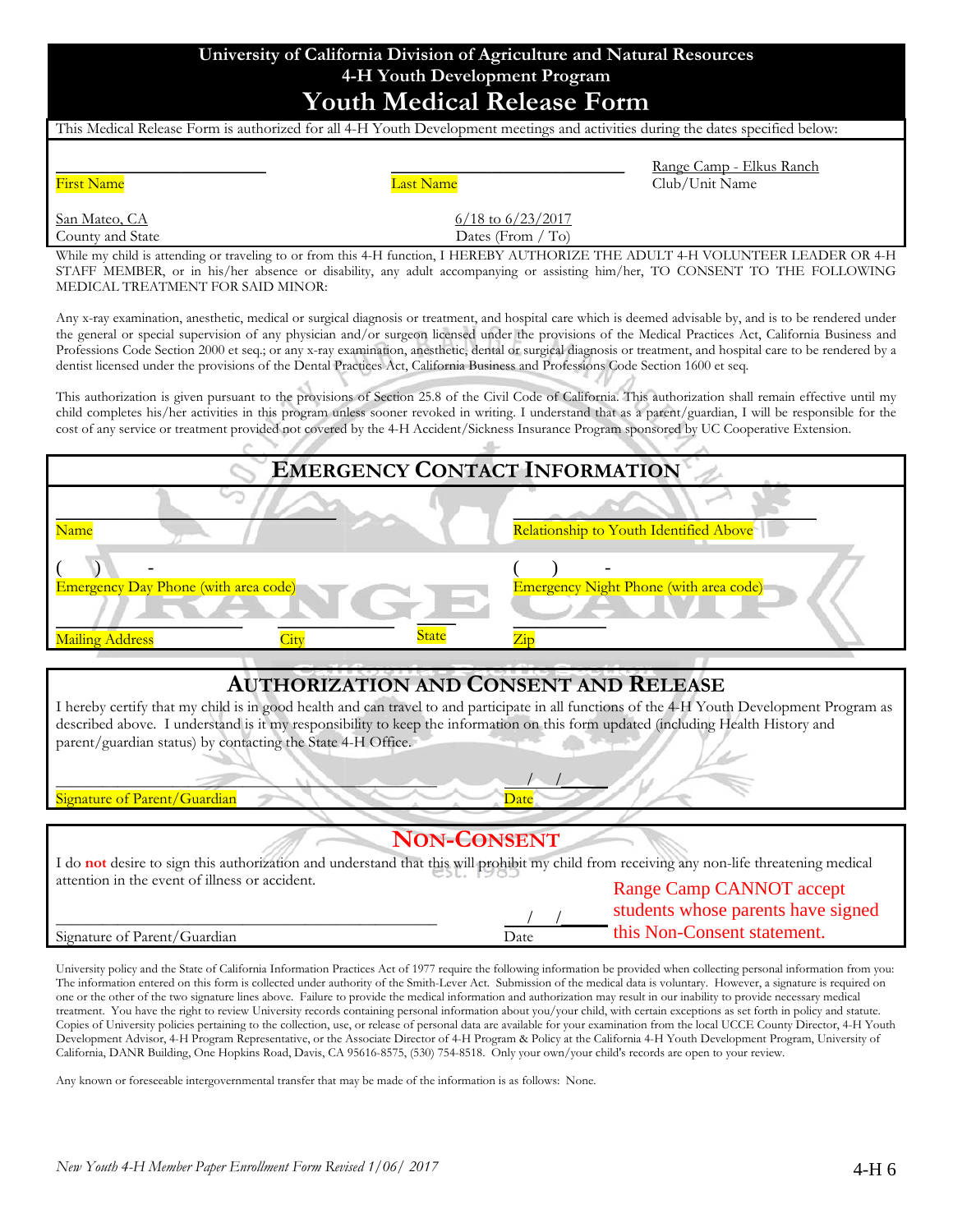# University of California Division of Agriculture and Natural Resources
## 4-H Youth Development Program
# Youth Medical Release Form

This Medical Release Form is authorized for all 4-H Youth Development meetings and activities during the dates specified below:

| _______________ | _______________ | Range Camp - Elkus Ranch |
|---|---|---|
| First Name | Last Name | Club/Unit Name |

| San Mateo, CA | 6/18 to 6/23/2017 |
|---|---|
| County and State | Dates (From / To) |

While my child is attending or traveling to or from this 4-H function, I HEREBY AUTHORIZE THE ADULT 4-H VOLUNTEER LEADER OR 4-H STAFF MEMBER, or in his/her absence or disability, any adult accompanying or assisting him/her, TO CONSENT TO THE FOLLOWING MEDICAL TREATMENT FOR SAID MINOR:

Any x-ray examination, anesthetic, medical or surgical diagnosis or treatment, and hospital care which is deemed advisable by, and is to be rendered under the general or special supervision of any physician and/or surgeon licensed under the provisions of the Medical Practices Act, California Business and Professions Code Section 2000 et seq.; or any x-ray examination, anesthetic, dental or surgical diagnosis or treatment, and hospital care to be rendered by a dentist licensed under the provisions of the Dental Practices Act, California Business and Professions Code Section 1600 et seq.

This authorization is given pursuant to the provisions of Section 25.8 of the Civil Code of California. This authorization shall remain effective until my child completes his/her activities in this program unless sooner revoked in writing. I understand that as a parent/guardian, I will be responsible for the cost of any service or treatment provided not covered by the 4-H Accident/Sickness Insurance Program sponsored by UC Cooperative Extension.

## Emergency Contact Information

| _______________ | _______________ |
|---|---|
| Name | Relationship to Youth Identified Above |

| (    )    - | (    )    - |
|---|---|
| Emergency Day Phone (with area code) | Emergency Night Phone (with area code) |

| ________ | ________ | ____ | ________ |
|---|---|---|---|
| Mailing Address | City | State | Zip |

## Authorization and Consent and Release

I hereby certify that my child is in good health and can travel to and participate in all functions of the 4-H Youth Development Program as described above. I understand is it my responsibility to keep the information on this form updated (including Health History and parent/guardian status) by contacting the State 4-H Office.

| _______________ | ___/___/_____ |
|---|---|
| Signature of Parent/Guardian | Date |

## Non-Consent

I do **not** desire to sign this authorization and understand that this will prohibit my child from receiving any non-life threatening medical attention in the event of illness or accident.

| _______________ | ___/___/_____ |
|---|---|
| Signature of Parent/Guardian | Date |

Range Camp CANNOT accept students whose parents have signed this Non-Consent statement.

University policy and the State of California Information Practices Act of 1977 require the following information be provided when collecting personal information from you: The information entered on this form is collected under authority of the Smith-Lever Act. Submission of the medical data is voluntary. However, a signature is required on one or the other of the two signature lines above. Failure to provide the medical information and authorization may result in our inability to provide necessary medical treatment. You have the right to review University records containing personal information about you/your child, with certain exceptions as set forth in policy and statute. Copies of University policies pertaining to the collection, use, or release of personal data are available for your examination from the local UCCE County Director, 4-H Youth Development Advisor, 4-H Program Representative, or the Associate Director of 4-H Program & Policy at the California 4-H Youth Development Program, University of California, DANR Building, One Hopkins Road, Davis, CA 95616-8575, (530) 754-8518. Only your own/your child's records are open to your review.

Any known or foreseeable intergovernmental transfer that may be made of the information is as follows: None.

*New Youth 4-H Member Paper Enrollment Form Revised 1/06/ 2017* 4-H 6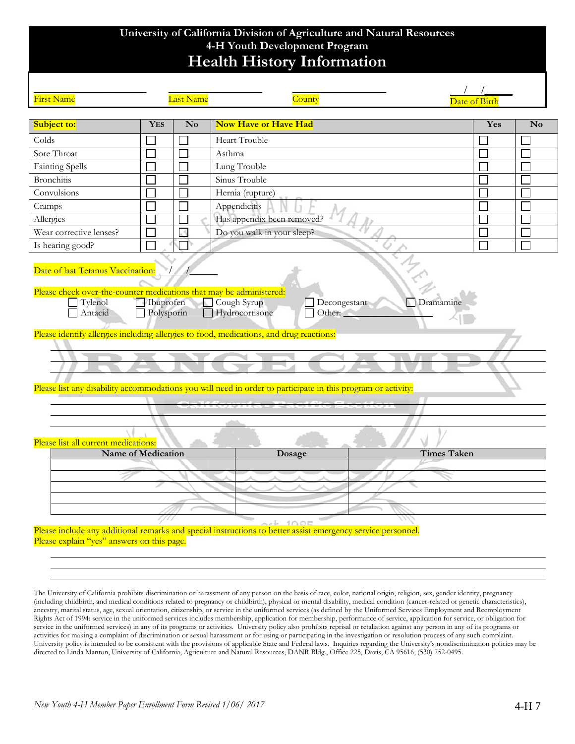# University of California Division of Agriculture and Natural Resources
## 4-H Youth Development Program
## Health History Information

First Name ____________ Last Name ____________ County ____________ Date of Birth ___/___/_____

| Subject to: | YES | No | Now Have or Have Had | Yes | No |
|---|---|---|---|---|---|
| Colds | ☐ | ☐ | Heart Trouble | ☐ | ☐ |
| Sore Throat | ☐ | ☐ | Asthma | ☐ | ☐ |
| Fainting Spells | ☐ | ☐ | Lung Trouble | ☐ | ☐ |
| Bronchitis | ☐ | ☐ | Sinus Trouble | ☐ | ☐ |
| Convulsions | ☐ | ☐ | Hernia (rupture) | ☐ | ☐ |
| Cramps | ☐ | ☐ | Appendicitis | ☐ | ☐ |
| Allergies | ☐ | ☐ | Has appendix been removed? | ☐ | ☐ |
| Wear corrective lenses? | ☐ | ☐ | Do you walk in your sleep? | ☐ | ☐ |
| Is hearing good? | ☐ | ☐ | | ☐ | ☐ |

Date of last Tetanus Vaccination: ___/___/_____

Please check over-the-counter medications that may be administered:

☐ Tylenol ☐ Ibuprofen ☐ Cough Syrup ☐ Decongestant ☐ Dramamine
☐ Antacid ☐ Polysporin ☐ Hydrocortisone ☐ Other: ____________

Please identify allergies including allergies to food, medications, and drug reactions:

_______________________________________________
_______________________________________________
_______________________________________________

Please list any disability accommodations you will need in order to participate in this program or activity:

_______________________________________________
_______________________________________________
_______________________________________________

Please list all current medications:

| Name of Medication | Dosage | Times Taken |
|---|---|---|
| | | |
| | | |
| | | |
| | | |
| | | |

Please include any additional remarks and special instructions to better assist emergency service personnel.
Please explain "yes" answers on this page.

_______________________________________________
_______________________________________________
_______________________________________________

The University of California prohibits discrimination or harassment of any person on the basis of race, color, national origin, religion, sex, gender identity, pregnancy (including childbirth, and medical conditions related to pregnancy or childbirth), physical or mental disability, medical condition (cancer-related or genetic characteristics), ancestry, marital status, age, sexual orientation, citizenship, or service in the uniformed services (as defined by the Uniformed Services Employment and Reemployment Rights Act of 1994: service in the uniformed services includes membership, application for membership, performance of service, application for service, or obligation for service in the uniformed services) in any of its programs or activities. University policy also prohibits reprisal or retaliation against any person in any of its programs or activities for making a complaint of discrimination or sexual harassment or for using or participating in the investigation or resolution process of any such complaint. University policy is intended to be consistent with the provisions of applicable State and Federal laws. Inquiries regarding the University's nondiscrimination policies may be directed to Linda Manton, University of California, Agriculture and Natural Resources, DANR Bldg., Office 225, Davis, CA 95616, (530) 752-0495.

*New Youth 4-H Member Paper Enrollment Form Revised 1/06/ 2017*

4-H 7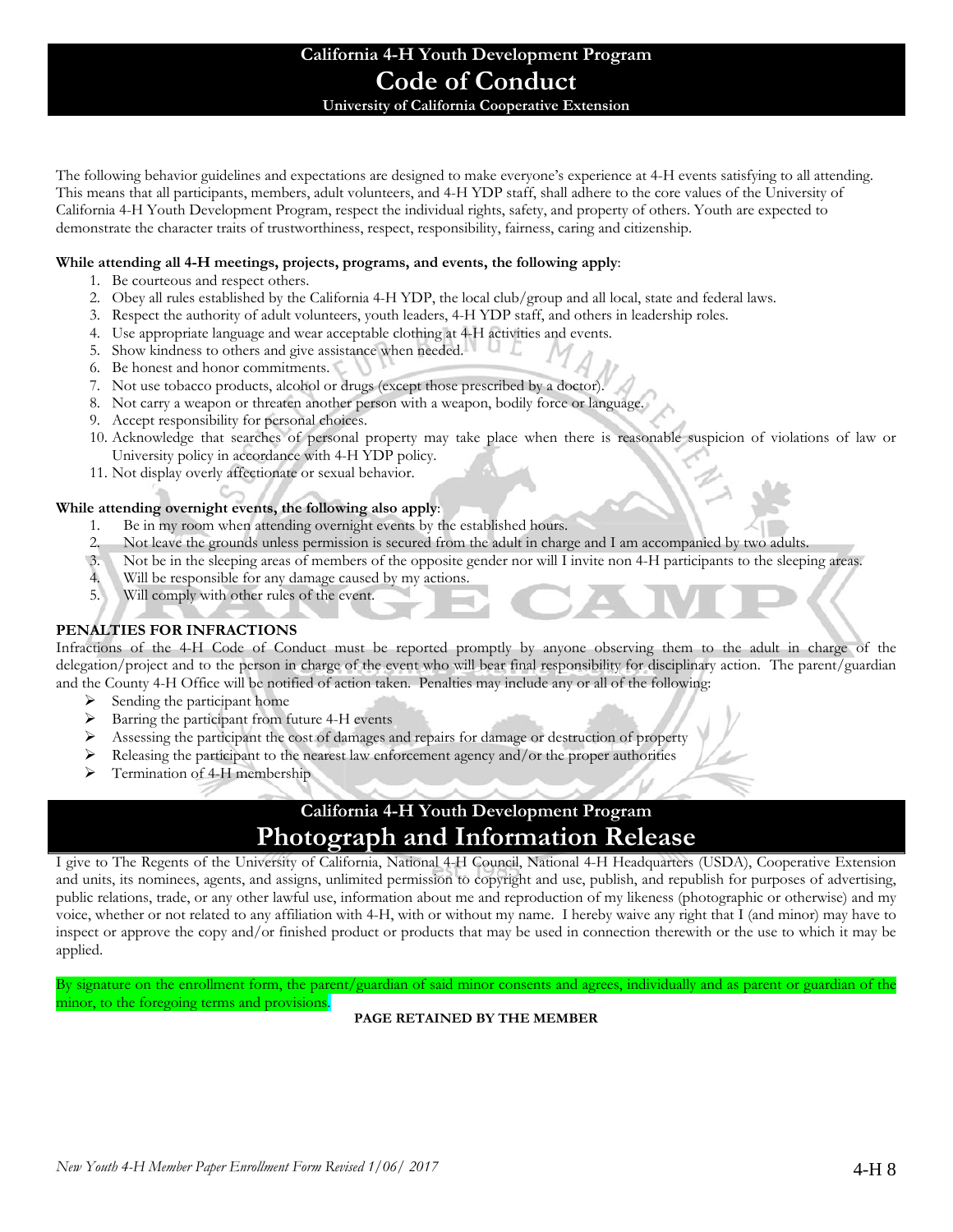# California 4-H Youth Development Program

## Code of Conduct

**University of California Cooperative Extension**

The following behavior guidelines and expectations are designed to make everyone's experience at 4-H events satisfying to all attending. This means that all participants, members, adult volunteers, and 4-H YDP staff, shall adhere to the core values of the University of California 4-H Youth Development Program, respect the individual rights, safety, and property of others. Youth are expected to demonstrate the character traits of trustworthiness, respect, responsibility, fairness, caring and citizenship.

**While attending all 4-H meetings, projects, programs, and events, the following apply**:

1. Be courteous and respect others.
2. Obey all rules established by the California 4-H YDP, the local club/group and all local, state and federal laws.
3. Respect the authority of adult volunteers, youth leaders, 4-H YDP staff, and others in leadership roles.
4. Use appropriate language and wear acceptable clothing at 4-H activities and events.
5. Show kindness to others and give assistance when needed.
6. Be honest and honor commitments.
7. Not use tobacco products, alcohol or drugs (except those prescribed by a doctor).
8. Not carry a weapon or threaten another person with a weapon, bodily force or language.
9. Accept responsibility for personal choices.
10. Acknowledge that searches of personal property may take place when there is reasonable suspicion of violations of law or University policy in accordance with 4-H YDP policy.
11. Not display overly affectionate or sexual behavior.

**While attending overnight events, the following also apply**:

1. Be in my room when attending overnight events by the established hours.
2. Not leave the grounds unless permission is secured from the adult in charge and I am accompanied by two adults.
3. Not be in the sleeping areas of members of the opposite gender nor will I invite non 4-H participants to the sleeping areas.
4. Will be responsible for any damage caused by my actions.
5. Will comply with other rules of the event.

**PENALTIES FOR INFRACTIONS**

Infractions of the 4-H Code of Conduct must be reported promptly by anyone observing them to the adult in charge of the delegation/project and to the person in charge of the event who will bear final responsibility for disciplinary action. The parent/guardian and the County 4-H Office will be notified of action taken. Penalties may include any or all of the following:

- Sending the participant home
- Barring the participant from future 4-H events
- Assessing the participant the cost of damages and repairs for damage or destruction of property
- Releasing the participant to the nearest law enforcement agency and/or the proper authorities
- Termination of 4-H membership

# California 4-H Youth Development Program

## Photograph and Information Release

I give to The Regents of the University of California, National 4-H Council, National 4-H Headquarters (USDA), Cooperative Extension and units, its nominees, agents, and assigns, unlimited permission to copyright and use, publish, and republish for purposes of advertising, public relations, trade, or any other lawful use, information about me and reproduction of my likeness (photographic or otherwise) and my voice, whether or not related to any affiliation with 4-H, with or without my name. I hereby waive any right that I (and minor) may have to inspect or approve the copy and/or finished product or products that may be used in connection therewith or the use to which it may be applied.

By signature on the enrollment form, the parent/guardian of said minor consents and agrees, individually and as parent or guardian of the minor, to the foregoing terms and provisions.

**PAGE RETAINED BY THE MEMBER**

*New Youth 4-H Member Paper Enrollment Form Revised 1/06/ 2017*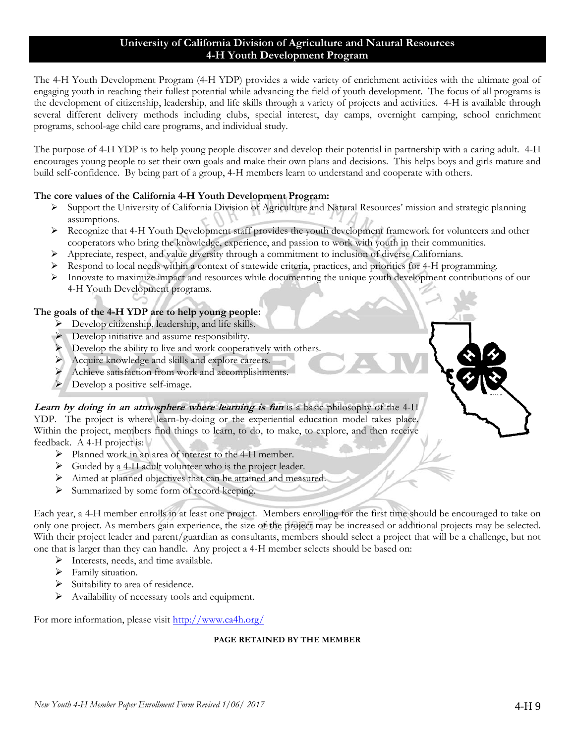# University of California Division of Agriculture and Natural Resources
# 4-H Youth Development Program

The 4-H Youth Development Program (4-H YDP) provides a wide variety of enrichment activities with the ultimate goal of engaging youth in reaching their fullest potential while advancing the field of youth development. The focus of all programs is the development of citizenship, leadership, and life skills through a variety of projects and activities. 4-H is available through several different delivery methods including clubs, special interest, day camps, overnight camping, school enrichment programs, school-age child care programs, and individual study.

The purpose of 4-H YDP is to help young people discover and develop their potential in partnership with a caring adult. 4-H encourages young people to set their own goals and make their own plans and decisions. This helps boys and girls mature and build self-confidence. By being part of a group, 4-H members learn to understand and cooperate with others.

**The core values of the California 4-H Youth Development Program:**

- Support the University of California Division of Agriculture and Natural Resources' mission and strategic planning assumptions.
- Recognize that 4-H Youth Development staff provides the youth development framework for volunteers and other cooperators who bring the knowledge, experience, and passion to work with youth in their communities.
- Appreciate, respect, and value diversity through a commitment to inclusion of diverse Californians.
- Respond to local needs within a context of statewide criteria, practices, and priorities for 4-H programming.
- Innovate to maximize impact and resources while documenting the unique youth development contributions of our 4-H Youth Development programs.

**The goals of the 4-H YDP are to help young people:**

- Develop citizenship, leadership, and life skills.
- Develop initiative and assume responsibility.
- Develop the ability to live and work cooperatively with others.
- Acquire knowledge and skills and explore careers.
- Achieve satisfaction from work and accomplishments.
- Develop a positive self-image.

***Learn by doing in an atmosphere where learning is fun*** is a basic philosophy of the 4-H YDP. The project is where learn-by-doing or the experiential education model takes place. Within the project, members find things to learn, to do, to make, to explore, and then receive feedback. A 4-H project is:

- Planned work in an area of interest to the 4-H member.
- Guided by a 4-H adult volunteer who is the project leader.
- Aimed at planned objectives that can be attained and measured.
- Summarized by some form of record keeping.

Each year, a 4-H member enrolls in at least one project. Members enrolling for the first time should be encouraged to take on only one project. As members gain experience, the size of the project may be increased or additional projects may be selected. With their project leader and parent/guardian as consultants, members should select a project that will be a challenge, but not one that is larger than they can handle. Any project a 4-H member selects should be based on:

- Interests, needs, and time available.
- Family situation.
- Suitability to area of residence.
- Availability of necessary tools and equipment.

For more information, please visit http://www.ca4h.org/

**PAGE RETAINED BY THE MEMBER**

*New Youth 4-H Member Paper Enrollment Form Revised 1/06/ 2017* 4-H 9